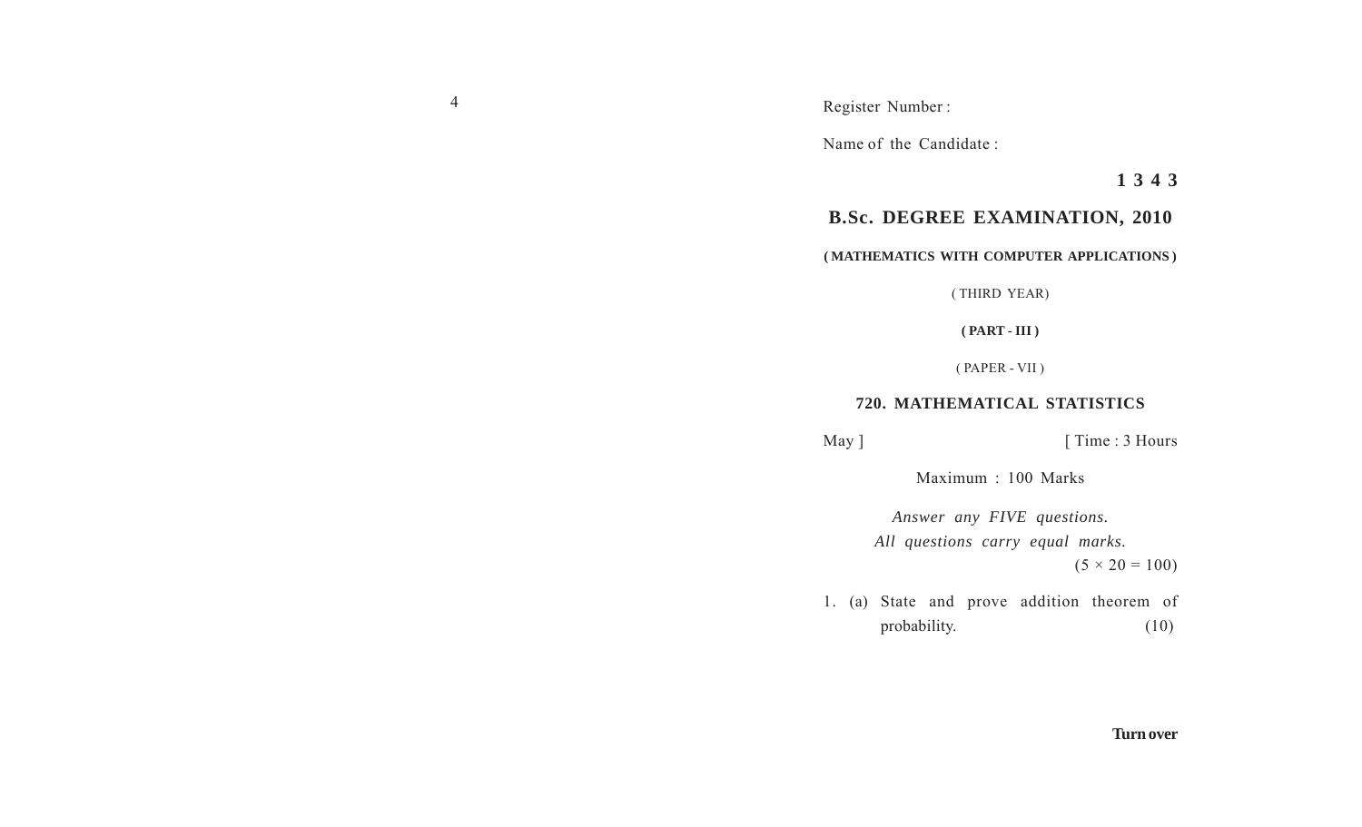Register Number :

Name of the Candidate :

**1 3 4 3**

# B.Sc. DEGREE EXAMINATION, 2010

**( MATHEMATICS WITH COMPUTER APPLICATIONS )**

( THIRD YEAR)

**( PART - III )**

( PAPER - VII )

## 720. MATHEMATICAL STATISTICS

May ] [ Time : 3 Hours

Maximum : 100 Marks

*Answer any FIVE questions.*
*All questions carry equal marks.*

$(5 \times 20 = 100)$

1. (a) State and prove addition theorem of probability. (10)

**Turn over**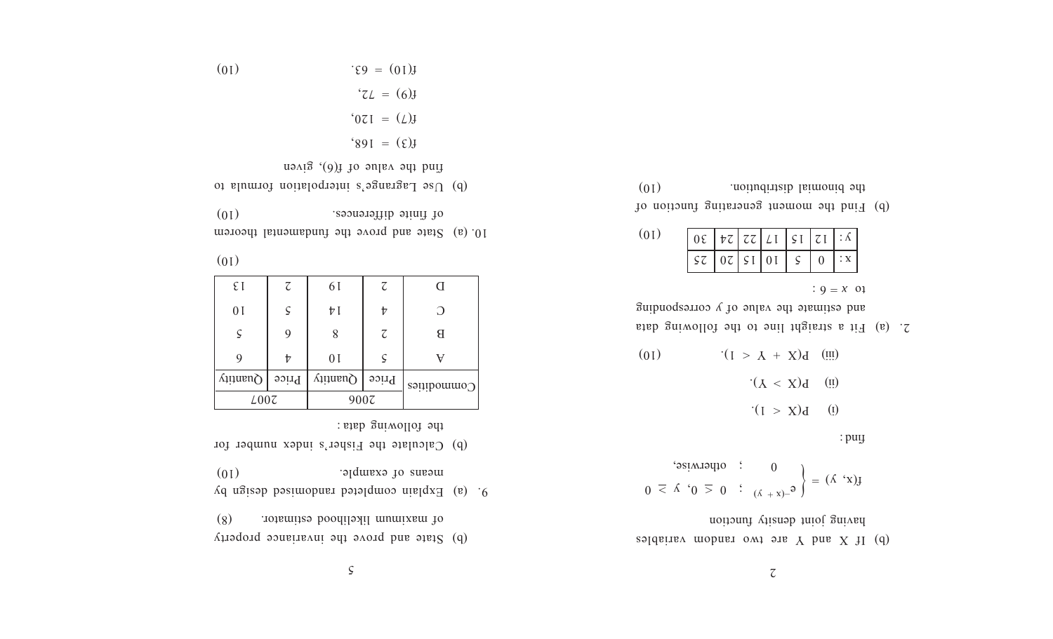(b) If X and Y are two random variables having joint density function

$$f(x, y) = \begin{cases} e^{-(x+y)} & ; \quad 0 \leq x, \ y \geq 0 \\ 0 & ; \quad \text{otherwise,} \end{cases}$$

find :

(i) $P(X < 1)$.

(ii) $P(X > Y)$.

(iii) $P(X + Y < 1)$. (10)

2. (a) Fit a straight line to the following data and estimate the value of $y$ corresponding to $x = 6$ :

| x : | 0 | 5 | 10 | 15 | 20 | 25 |
|---|---|---|---|---|---|---|
| y : | 12 | 15 | 17 | 22 | 24 | 30 |

(10)

(b) Find the moment generating function of the binomial distribution. (10)

(b) State and prove the invariance property of maximum likelihood estimator. (8)

9. (a) Explain completed randomised design by means of example. (10)

(b) Calculate the Fisher's index number for the following data :

| Commodities | 2006 | | 2007 | |
|---|---|---|---|---|
| | Price | Quantity | Price | Quantity |
| A | 5 | 10 | 4 | 9 |
| B | 2 | 8 | 9 | 5 |
| C | 4 | 14 | 5 | 10 |
| D | 2 | 19 | 2 | 13 |

(10)

10. (a) State and prove the fundamental theorem of finite differences. (10)

(b) Use Lagrange's interpolation formula to find the value of f(6), given

f(3) = 168,

f(7) = 120,

f(9) = 72,

f(10) = 63. (10)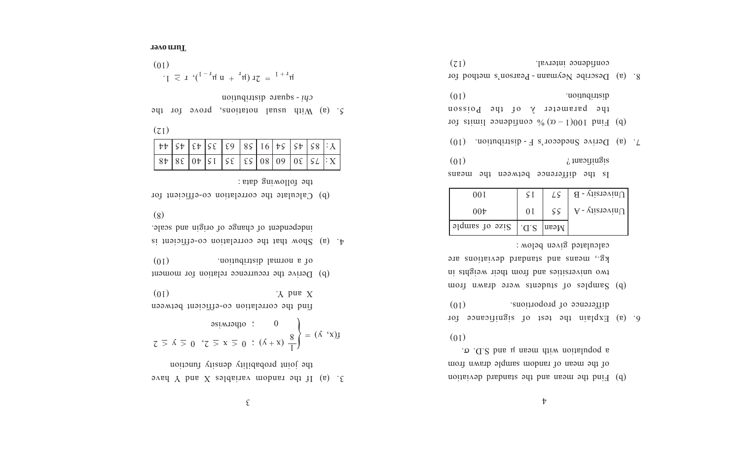3. (a) If the random variables X and Y have the joint probability density function

$$f(x, y) = \begin{cases} \frac{1}{8}(x+y) \; ; \; 0 \leq x \leq 2, \; 0 \leq y \leq 2 \\ 0 \quad ; \; \text{otherwise} \end{cases}$$

find the correlation co-efficient between X and Y. (10)

(b) Derive the recurrence relation for moment of a normal distribution. (10)

4. (a) Show that the correlation co-efficient is independent of change of origin and scale. (8)

(b) Calculate the correlation co-efficient for the following data:

| | | | | | | | | | | |
|---|---|---|---|---|---|---|---|---|---|---|
| X : | 75 | 30 | 60 | 80 | 53 | 35 | 15 | 40 | 38 | 48 |
| Y : | 85 | 45 | 54 | 91 | 58 | 63 | 35 | 43 | 45 | 44 |

(12)

5. (a) With usual notations, prove for the *chi* - square distribution

$$\mu_{r+1} = 2r(\mu_r + n\,\mu_{r-1}), \; r \geq 1.$$

(10)

(b) Find the mean and the standard deviation of the mean of random sample drawn from a population with mean $\mu$ and S.D. $\sigma$. (10)

6. (a) Explain the test of significance for difference of proportions. (10)

(b) Samples of students were drawn from two universities and from their weights in kg., means and standard deviations are calculated given below:

| | Mean | S.D. | Size of sample |
|---|---|---|---|
| University - A | 55 | 10 | 400 |
| University - B | 57 | 15 | 100 |

Is the difference between the means significant? (10)

7. (a) Derive Snedecor's F - distribution. (10)

(b) Find $100(1-\alpha)$ % confidence limits for the parameter $\lambda$ of the Poisson distribution. (10)

8. (a) Describe Neymann - Pearson's method for confidence interval. (12)